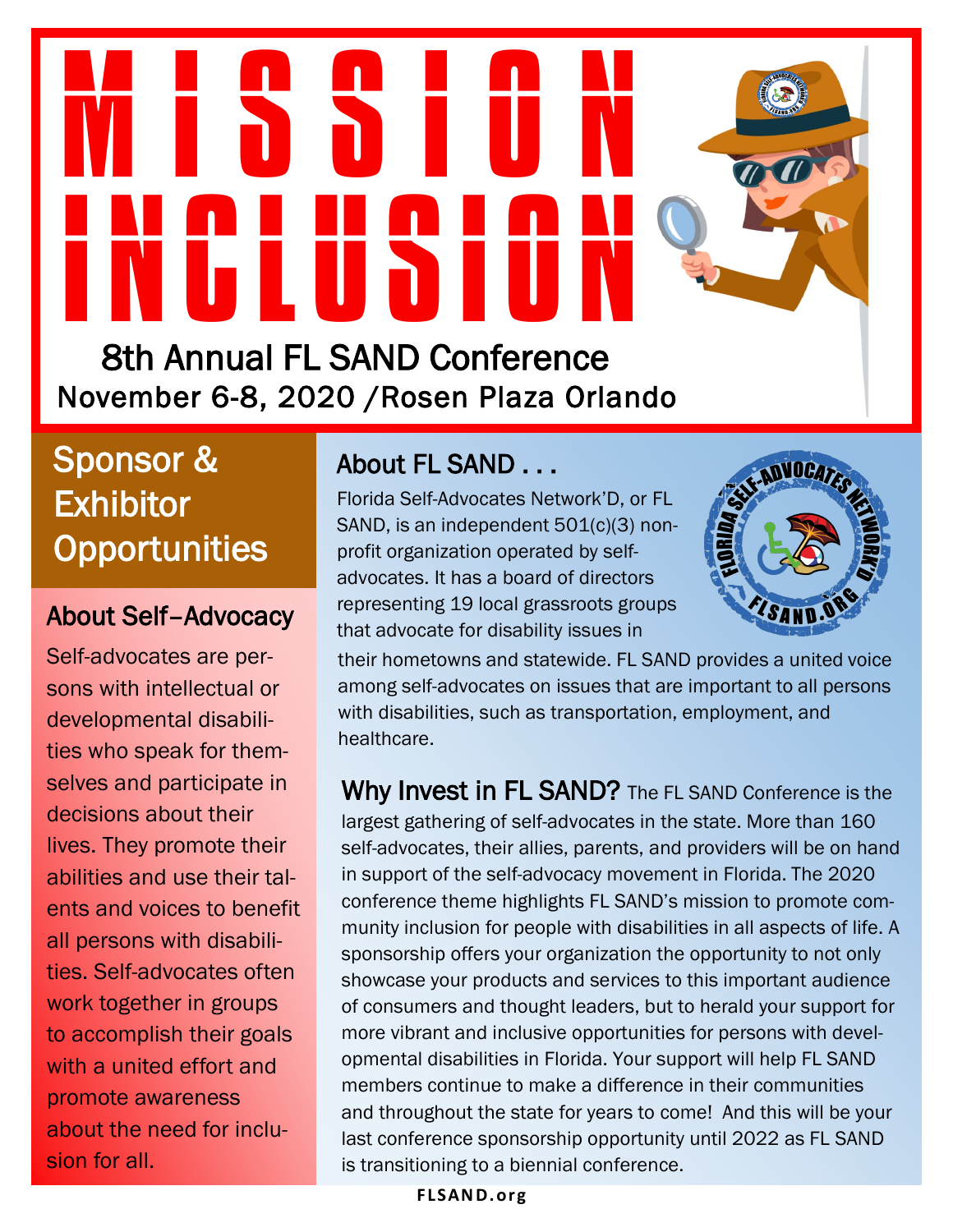# MISSION INCLUSION

## 8th Annual FL SAND Conference

November 6-8, 2020 /Rosen Plaza Orlando

## Sponsor & Exhibitor Opportunities

### About Self–Advocacy

Self-advocates are persons with intellectual or developmental disabilities who speak for themselves and participate in decisions about their lives. They promote their abilities and use their talents and voices to benefit all persons with disabilities. Self-advocates often work together in groups to accomplish their goals with a united effort and promote awareness about the need for inclusion for all.

### About FL SAND . . .

Florida Self-Advocates Network'D, or FL SAND, is an independent 501(c)(3) non-profit organization operated by self-advocates. It has a board of directors representing 19 local grassroots groups that advocate for disability issues in their hometowns and statewide. FL SAND provides a united voice among self-advocates on issues that are important to all persons with disabilities, such as transportation, employment, and healthcare.

**Why Invest in FL SAND?** The FL SAND Conference is the largest gathering of self-advocates in the state. More than 160 self-advocates, their allies, parents, and providers will be on hand in support of the self-advocacy movement in Florida. The 2020 conference theme highlights FL SAND's mission to promote community inclusion for people with disabilities in all aspects of life. A sponsorship offers your organization the opportunity to not only showcase your products and services to this important audience of consumers and thought leaders, but to herald your support for more vibrant and inclusive opportunities for persons with developmental disabilities in Florida. Your support will help FL SAND members continue to make a difference in their communities and throughout the state for years to come! And this will be your last conference sponsorship opportunity until 2022 as FL SAND is transitioning to a biennial conference.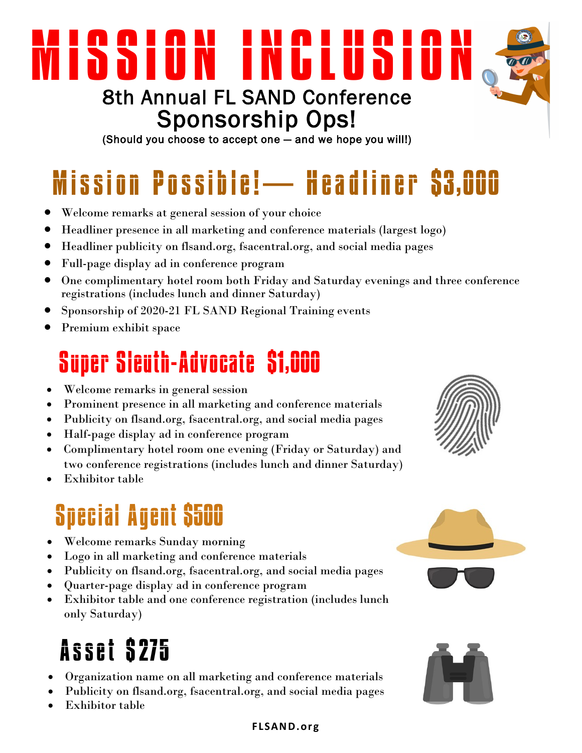# MISSION INCLUSION

### 8th Annual FL SAND Conference
### Sponsorship Ops!

(Should you choose to accept one — and we hope you will!)

## Mission Possible!— Headliner $3,000

- Welcome remarks at general session of your choice
- Headliner presence in all marketing and conference materials (largest logo)
- Headliner publicity on flsand.org, fsacentral.org, and social media pages
- Full-page display ad in conference program
- One complimentary hotel room both Friday and Saturday evenings and three conference registrations (includes lunch and dinner Saturday)
- Sponsorship of 2020-21 FL SAND Regional Training events
- Premium exhibit space

## Super Sleuth-Advocate $1,000

- Welcome remarks in general session
- Prominent presence in all marketing and conference materials
- Publicity on flsand.org, fsacentral.org, and social media pages
- Half-page display ad in conference program
- Complimentary hotel room one evening (Friday or Saturday) and two conference registrations (includes lunch and dinner Saturday)
- Exhibitor table

## Special Agent $500

- Welcome remarks Sunday morning
- Logo in all marketing and conference materials
- Publicity on flsand.org, fsacentral.org, and social media pages
- Quarter-page display ad in conference program
- Exhibitor table and one conference registration (includes lunch only Saturday)

## Asset $275

- Organization name on all marketing and conference materials
- Publicity on flsand.org, fsacentral.org, and social media pages
- Exhibitor table

**FLSAND.org**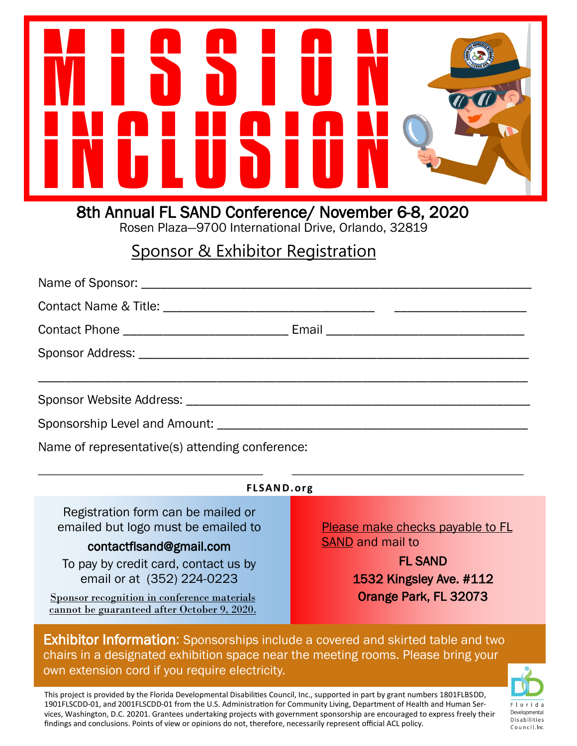# MISSION INCLUSION

## 8th Annual FL SAND Conference/ November 6-8, 2020

Rosen Plaza—9700 International Drive, Orlando, 32819

## Sponsor & Exhibitor Registration

Name of Sponsor: ____________________________________________________________

Contact Name & Title: ________________________________ ____________________

Contact Phone _________________________ Email ______________________________

Sponsor Address: ____________________________________________________________

______________________________________________________________________________

Sponsor Website Address: _____________________________________________________

Sponsorship Level and Amount: ________________________________________________

Name of representative(s) attending conference:

___________________________________ ____________________________________

**FLSAND.org**

Registration form can be mailed or emailed but logo must be emailed to

**contactflsand@gmail.com**

To pay by credit card, contact us by email or at (352) 224-0223

Sponsor recognition in conference materials cannot be guaranteed after October 9, 2020.

Please make checks payable to FL SAND and mail to

**FL SAND**
**1532 Kingsley Ave. #112**
**Orange Park, FL 32073**

**Exhibitor Information:** Sponsorships include a covered and skirted table and two chairs in a designated exhibition space near the meeting rooms. Please bring your own extension cord if you require electricity.

This project is provided by the Florida Developmental Disabilities Council, Inc., supported in part by grant numbers 1801FLBSDD, 1901FLSCDD-01, and 2001FLSCDD-01 from the U.S. Administration for Community Living, Department of Health and Human Services, Washington, D.C. 20201. Grantees undertaking projects with government sponsorship are encouraged to express freely their findings and conclusions. Points of view or opinions do not, therefore, necessarily represent official ACL policy.

Florida Developmental Disabilities Council, Inc.